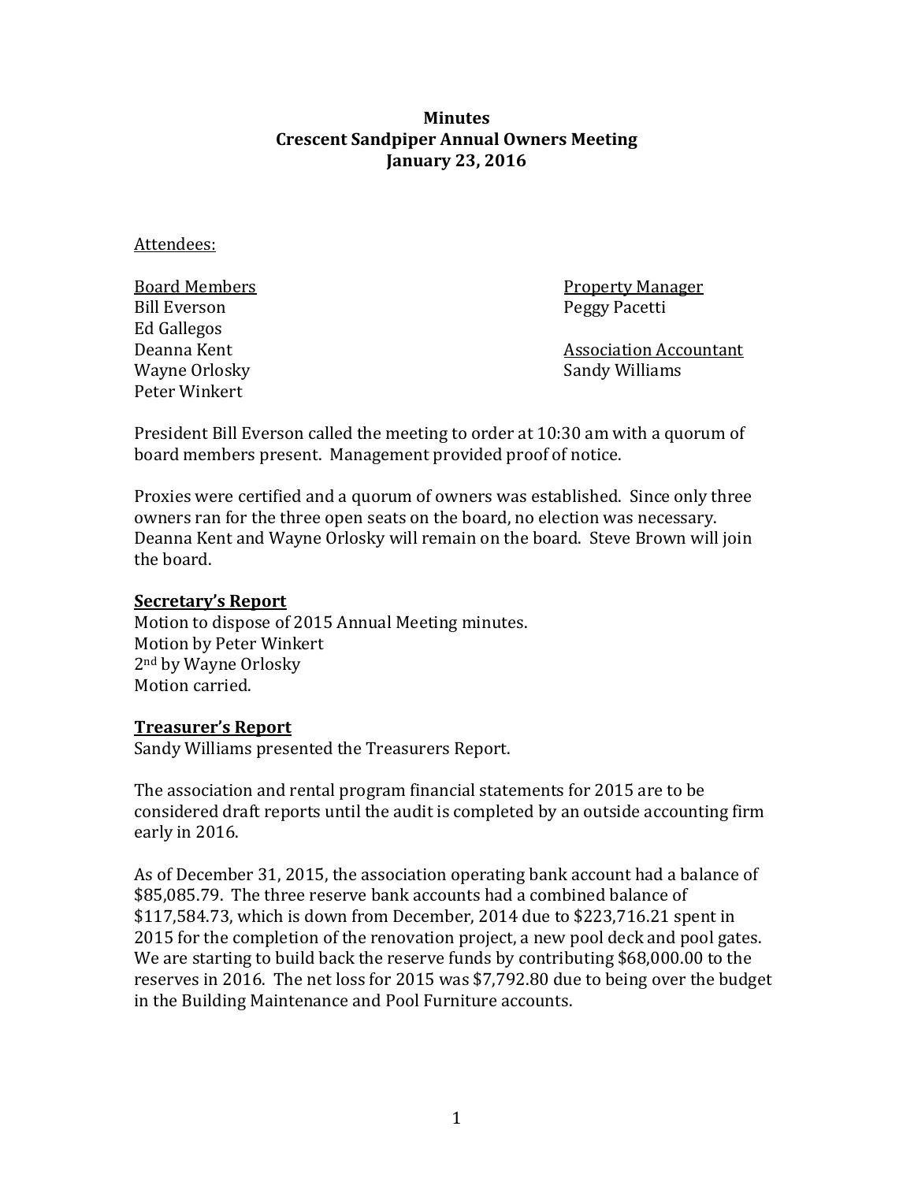**Minutes**
**Crescent Sandpiper Annual Owners Meeting**
**January 23, 2016**

Attendees:

Board Members
Bill Everson
Ed Gallegos
Deanna Kent
Wayne Orlosky
Peter Winkert

Property Manager
Peggy Pacetti

Association Accountant
Sandy Williams

President Bill Everson called the meeting to order at 10:30 am with a quorum of board members present. Management provided proof of notice.

Proxies were certified and a quorum of owners was established. Since only three owners ran for the three open seats on the board, no election was necessary. Deanna Kent and Wayne Orlosky will remain on the board. Steve Brown will join the board.

**Secretary's Report**

Motion to dispose of 2015 Annual Meeting minutes.
Motion by Peter Winkert
2nd by Wayne Orlosky
Motion carried.

**Treasurer's Report**

Sandy Williams presented the Treasurers Report.

The association and rental program financial statements for 2015 are to be considered draft reports until the audit is completed by an outside accounting firm early in 2016.

As of December 31, 2015, the association operating bank account had a balance of $85,085.79. The three reserve bank accounts had a combined balance of $117,584.73, which is down from December, 2014 due to $223,716.21 spent in 2015 for the completion of the renovation project, a new pool deck and pool gates. We are starting to build back the reserve funds by contributing $68,000.00 to the reserves in 2016. The net loss for 2015 was $7,792.80 due to being over the budget in the Building Maintenance and Pool Furniture accounts.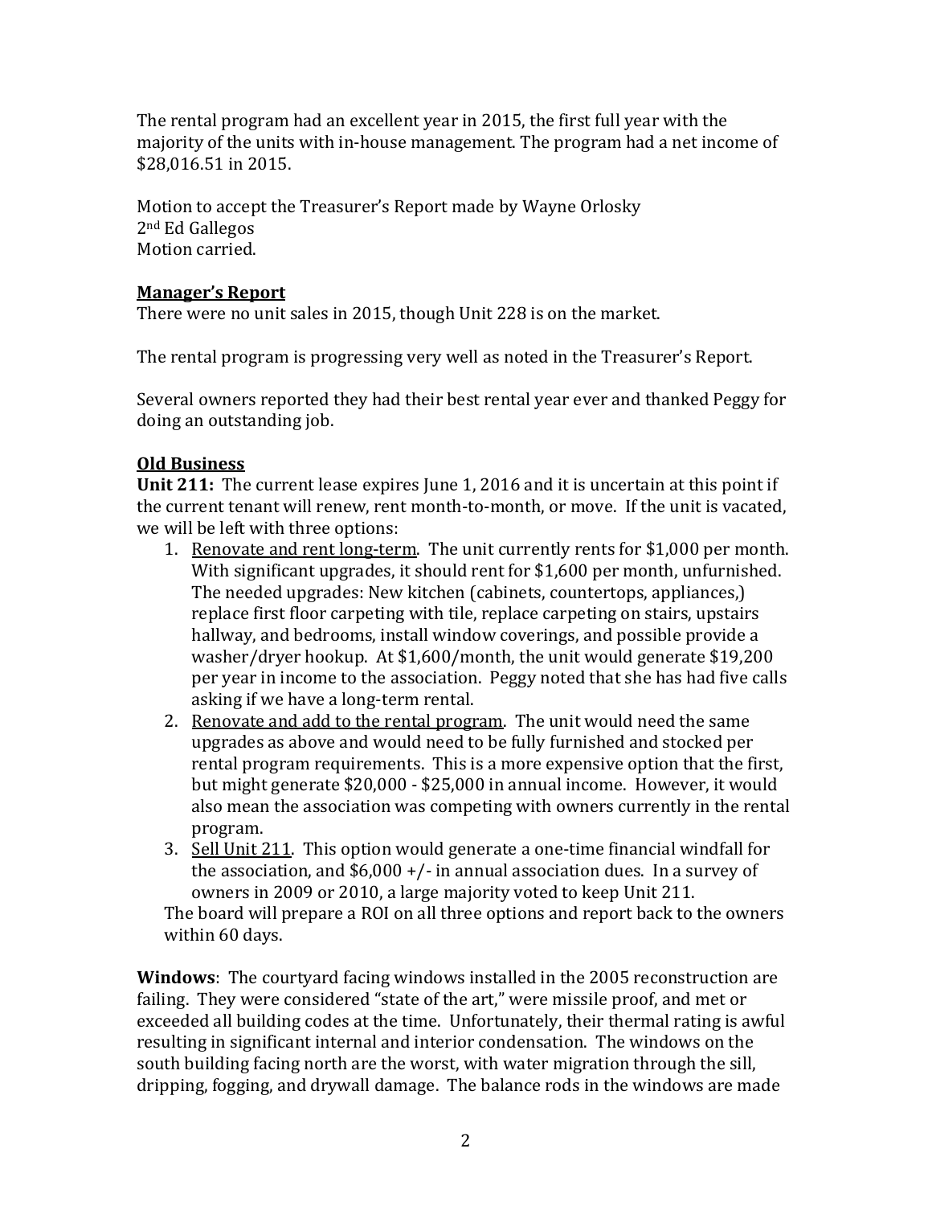The rental program had an excellent year in 2015, the first full year with the majority of the units with in-house management. The program had a net income of $28,016.51 in 2015.

Motion to accept the Treasurer's Report made by Wayne Orlosky
2nd Ed Gallegos
Motion carried.

**Manager's Report**

There were no unit sales in 2015, though Unit 228 is on the market.

The rental program is progressing very well as noted in the Treasurer's Report.

Several owners reported they had their best rental year ever and thanked Peggy for doing an outstanding job.

**Old Business**

**Unit 211:** The current lease expires June 1, 2016 and it is uncertain at this point if the current tenant will renew, rent month-to-month, or move. If the unit is vacated, we will be left with three options:

1. Renovate and rent long-term. The unit currently rents for $1,000 per month. With significant upgrades, it should rent for $1,600 per month, unfurnished. The needed upgrades: New kitchen (cabinets, countertops, appliances,) replace first floor carpeting with tile, replace carpeting on stairs, upstairs hallway, and bedrooms, install window coverings, and possible provide a washer/dryer hookup. At $1,600/month, the unit would generate $19,200 per year in income to the association. Peggy noted that she has had five calls asking if we have a long-term rental.
2. Renovate and add to the rental program. The unit would need the same upgrades as above and would need to be fully furnished and stocked per rental program requirements. This is a more expensive option that the first, but might generate $20,000 - $25,000 in annual income. However, it would also mean the association was competing with owners currently in the rental program.
3. Sell Unit 211. This option would generate a one-time financial windfall for the association, and $6,000 +/- in annual association dues. In a survey of owners in 2009 or 2010, a large majority voted to keep Unit 211.

The board will prepare a ROI on all three options and report back to the owners within 60 days.

**Windows**: The courtyard facing windows installed in the 2005 reconstruction are failing. They were considered "state of the art," were missile proof, and met or exceeded all building codes at the time. Unfortunately, their thermal rating is awful resulting in significant internal and interior condensation. The windows on the south building facing north are the worst, with water migration through the sill, dripping, fogging, and drywall damage. The balance rods in the windows are made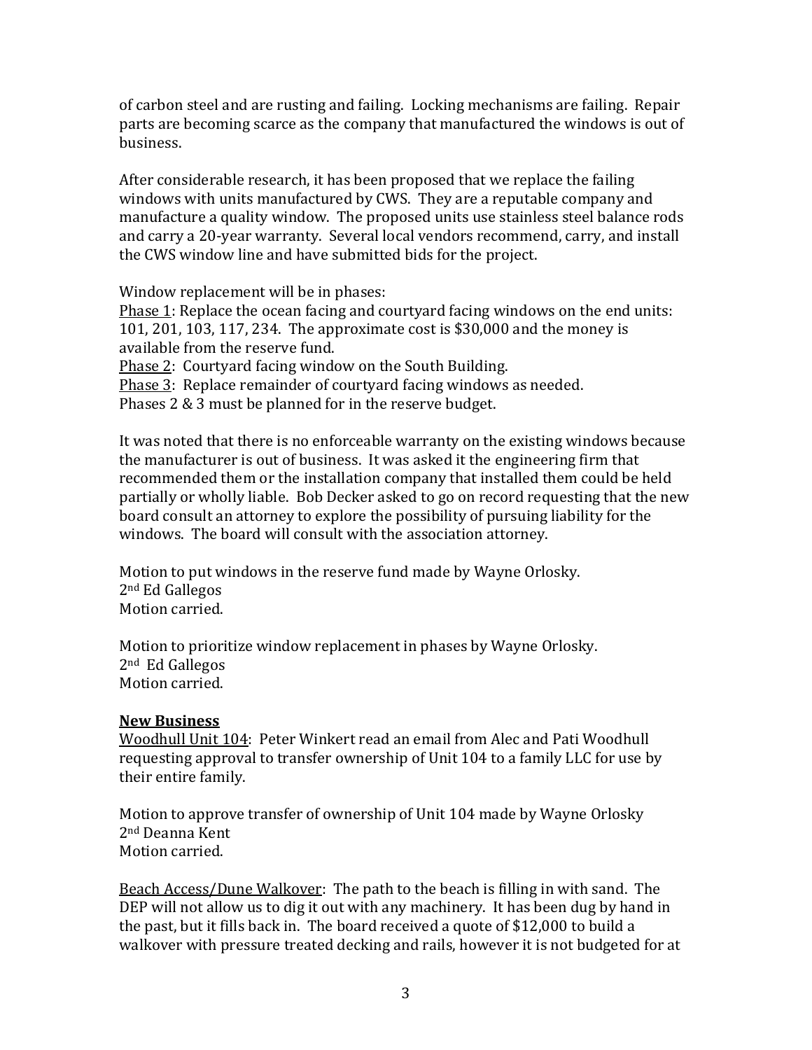of carbon steel and are rusting and failing. Locking mechanisms are failing. Repair parts are becoming scarce as the company that manufactured the windows is out of business.

After considerable research, it has been proposed that we replace the failing windows with units manufactured by CWS. They are a reputable company and manufacture a quality window. The proposed units use stainless steel balance rods and carry a 20-year warranty. Several local vendors recommend, carry, and install the CWS window line and have submitted bids for the project.

Window replacement will be in phases:
<u>Phase 1</u>: Replace the ocean facing and courtyard facing windows on the end units: 101, 201, 103, 117, 234. The approximate cost is $30,000 and the money is available from the reserve fund.
<u>Phase 2</u>: Courtyard facing window on the South Building.
<u>Phase 3</u>: Replace remainder of courtyard facing windows as needed.
Phases 2 & 3 must be planned for in the reserve budget.

It was noted that there is no enforceable warranty on the existing windows because the manufacturer is out of business. It was asked it the engineering firm that recommended them or the installation company that installed them could be held partially or wholly liable. Bob Decker asked to go on record requesting that the new board consult an attorney to explore the possibility of pursuing liability for the windows. The board will consult with the association attorney.

Motion to put windows in the reserve fund made by Wayne Orlosky.
2nd Ed Gallegos
Motion carried.

Motion to prioritize window replacement in phases by Wayne Orlosky.
2nd Ed Gallegos
Motion carried.

**<u>New Business</u>**
<u>Woodhull Unit 104</u>: Peter Winkert read an email from Alec and Pati Woodhull requesting approval to transfer ownership of Unit 104 to a family LLC for use by their entire family.

Motion to approve transfer of ownership of Unit 104 made by Wayne Orlosky
2nd Deanna Kent
Motion carried.

<u>Beach Access/Dune Walkover</u>: The path to the beach is filling in with sand. The DEP will not allow us to dig it out with any machinery. It has been dug by hand in the past, but it fills back in. The board received a quote of $12,000 to build a walkover with pressure treated decking and rails, however it is not budgeted for at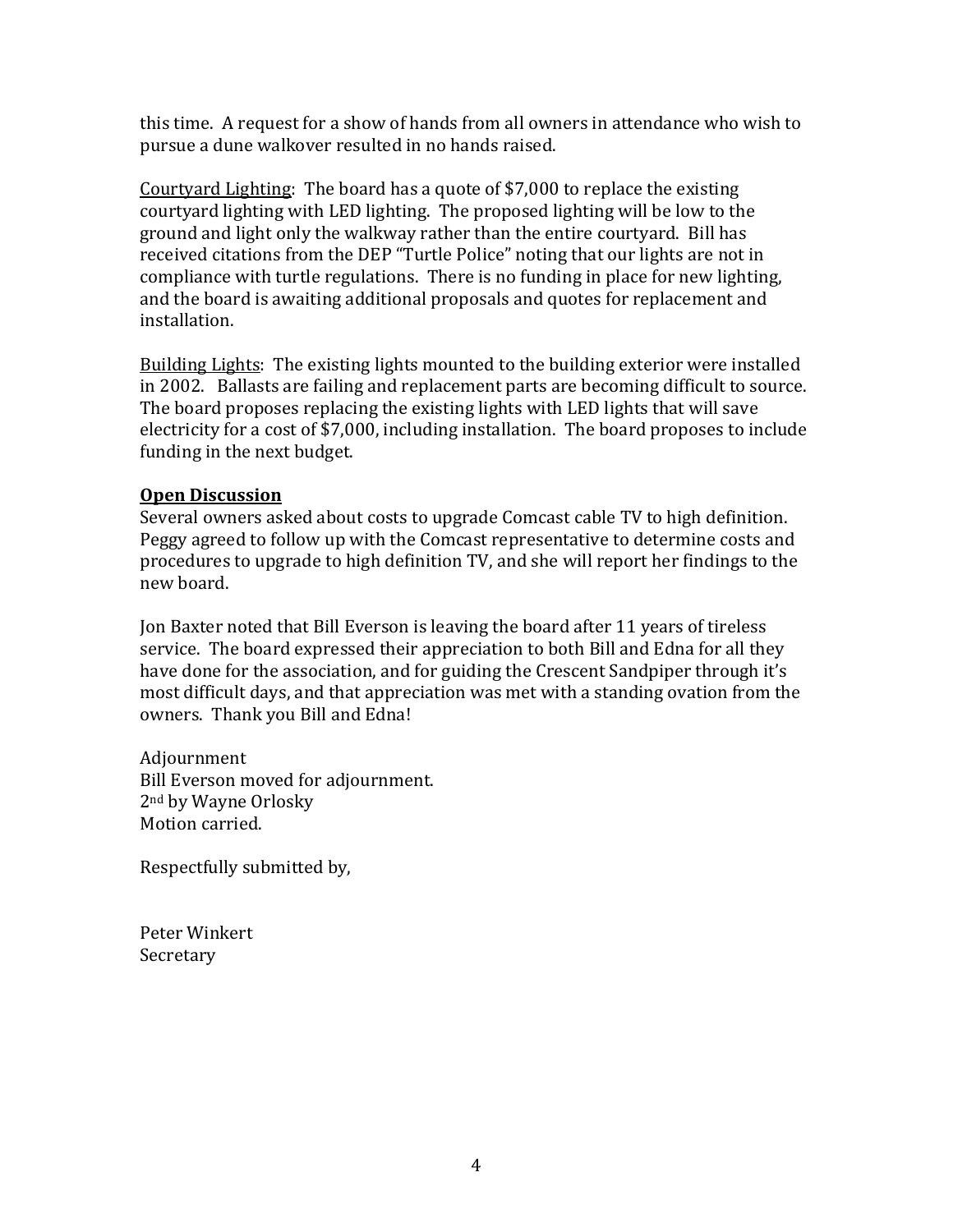this time. A request for a show of hands from all owners in attendance who wish to pursue a dune walkover resulted in no hands raised.

Courtyard Lighting: The board has a quote of $7,000 to replace the existing courtyard lighting with LED lighting. The proposed lighting will be low to the ground and light only the walkway rather than the entire courtyard. Bill has received citations from the DEP "Turtle Police" noting that our lights are not in compliance with turtle regulations. There is no funding in place for new lighting, and the board is awaiting additional proposals and quotes for replacement and installation.

Building Lights: The existing lights mounted to the building exterior were installed in 2002. Ballasts are failing and replacement parts are becoming difficult to source. The board proposes replacing the existing lights with LED lights that will save electricity for a cost of $7,000, including installation. The board proposes to include funding in the next budget.

**Open Discussion**

Several owners asked about costs to upgrade Comcast cable TV to high definition. Peggy agreed to follow up with the Comcast representative to determine costs and procedures to upgrade to high definition TV, and she will report her findings to the new board.

Jon Baxter noted that Bill Everson is leaving the board after 11 years of tireless service. The board expressed their appreciation to both Bill and Edna for all they have done for the association, and for guiding the Crescent Sandpiper through it's most difficult days, and that appreciation was met with a standing ovation from the owners. Thank you Bill and Edna!

Adjournment
Bill Everson moved for adjournment.
2nd by Wayne Orlosky
Motion carried.

Respectfully submitted by,

Peter Winkert
Secretary